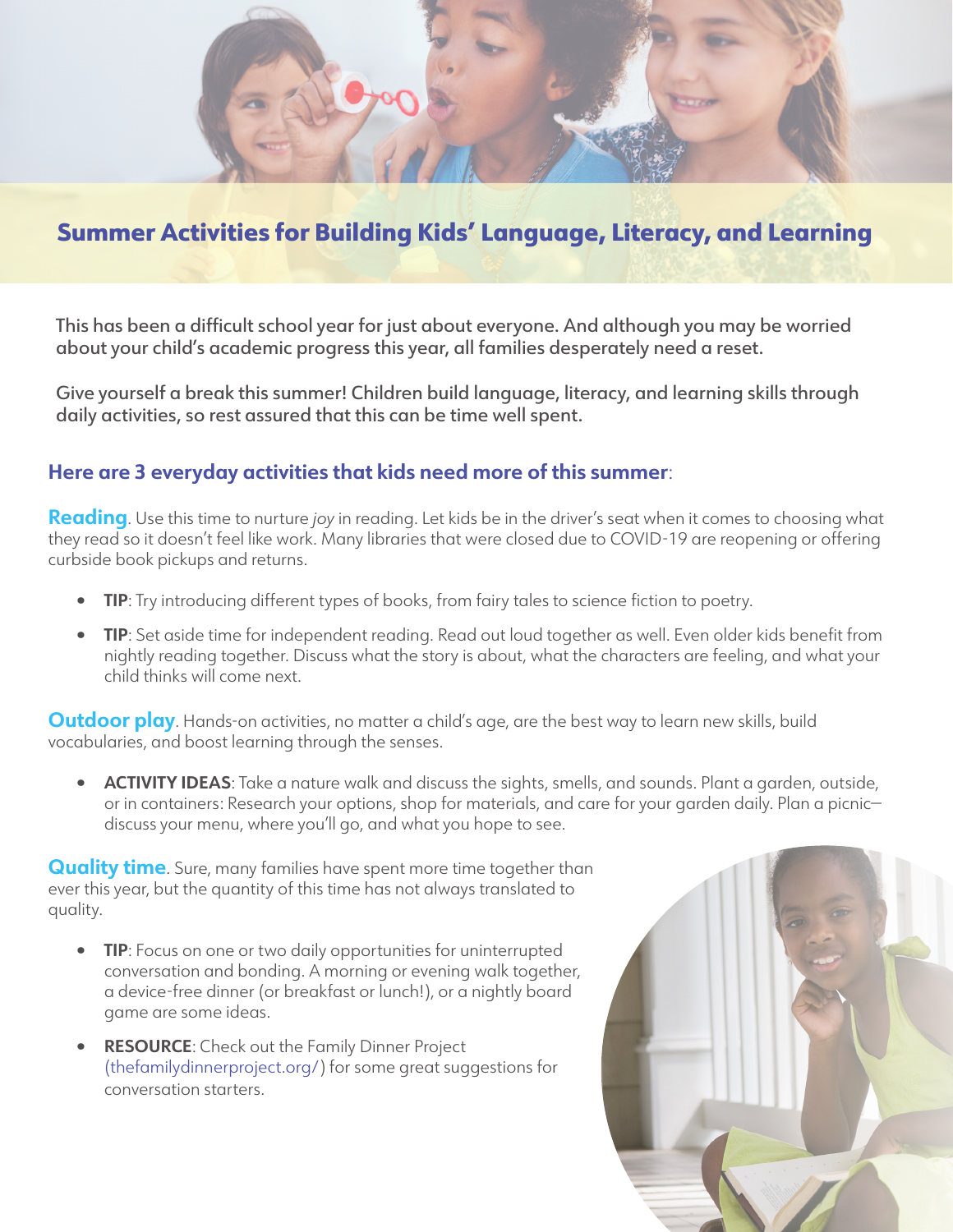# Summer Activities for Building Kids' Language, Literacy, and Learning

This has been a difficult school year for just about everyone. And although you may be worried about your child's academic progress this year, all families desperately need a reset.

Give yourself a break this summer! Children build language, literacy, and learning skills through daily activities, so rest assured that this can be time well spent.

## Here are 3 everyday activities that kids need more of this summer:

**Reading**. Use this time to nurture *joy* in reading. Let kids be in the driver's seat when it comes to choosing what they read so it doesn't feel like work. Many libraries that were closed due to COVID-19 are reopening or offering curbside book pickups and returns.

- **TIP**: Try introducing different types of books, from fairy tales to science fiction to poetry.
- **TIP**: Set aside time for independent reading. Read out loud together as well. Even older kids benefit from nightly reading together. Discuss what the story is about, what the characters are feeling, and what your child thinks will come next.

**Outdoor play**. Hands-on activities, no matter a child's age, are the best way to learn new skills, build vocabularies, and boost learning through the senses.

- **ACTIVITY IDEAS**: Take a nature walk and discuss the sights, smells, and sounds. Plant a garden, outside, or in containers: Research your options, shop for materials, and care for your garden daily. Plan a picnic—discuss your menu, where you'll go, and what you hope to see.

**Quality time**. Sure, many families have spent more time together than ever this year, but the quantity of this time has not always translated to quality.

- **TIP**: Focus on one or two daily opportunities for uninterrupted conversation and bonding. A morning or evening walk together, a device-free dinner (or breakfast or lunch!), or a nightly board game are some ideas.
- **RESOURCE**: Check out the Family Dinner Project (thefamilydinnerproject.org/) for some great suggestions for conversation starters.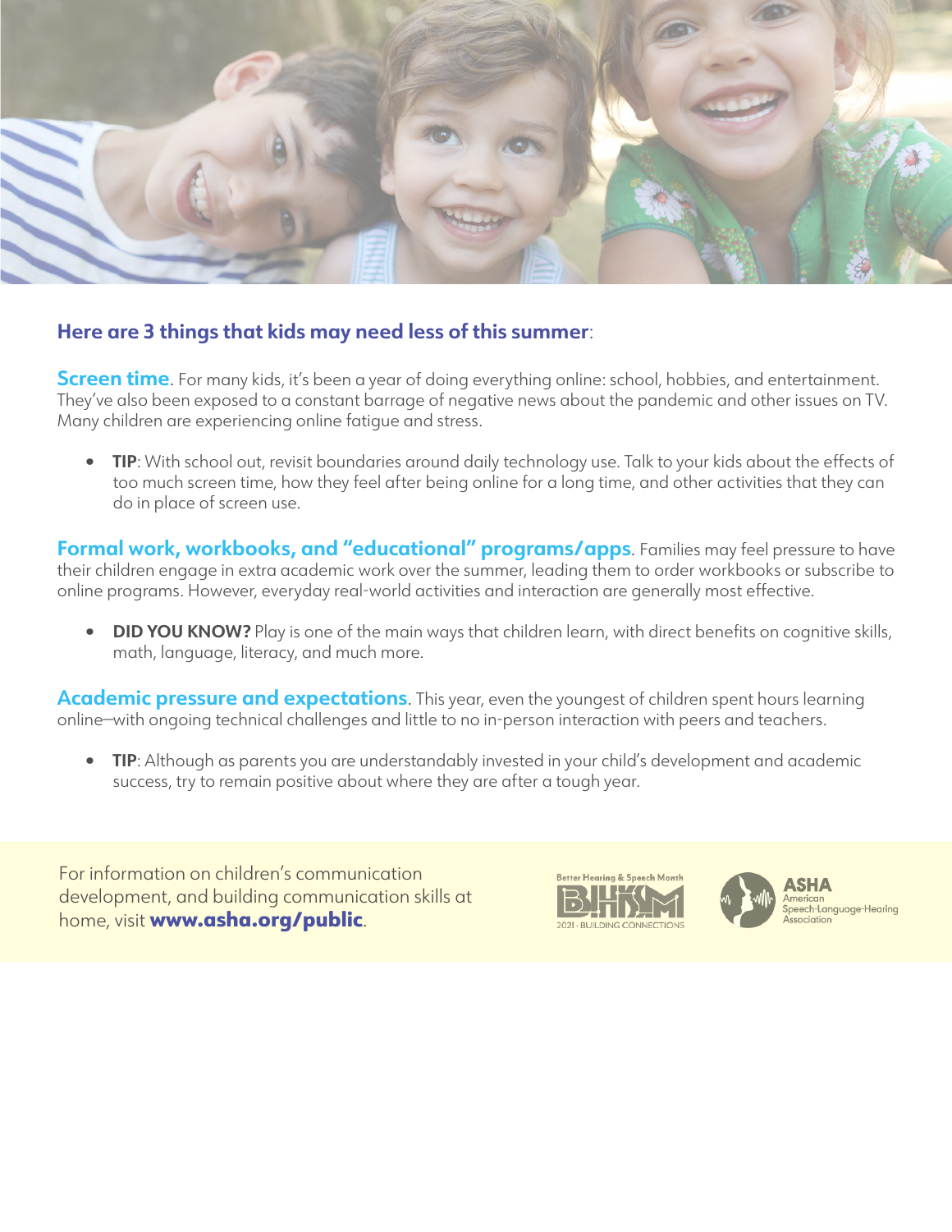## Here are 3 things that kids may need less of this summer:

**Screen time**. For many kids, it's been a year of doing everything online: school, hobbies, and entertainment. They've also been exposed to a constant barrage of negative news about the pandemic and other issues on TV. Many children are experiencing online fatigue and stress.

- **TIP**: With school out, revisit boundaries around daily technology use. Talk to your kids about the effects of too much screen time, how they feel after being online for a long time, and other activities that they can do in place of screen use.

**Formal work, workbooks, and "educational" programs/apps**. Families may feel pressure to have their children engage in extra academic work over the summer, leading them to order workbooks or subscribe to online programs. However, everyday real-world activities and interaction are generally most effective.

- **DID YOU KNOW?** Play is one of the main ways that children learn, with direct benefits on cognitive skills, math, language, literacy, and much more.

**Academic pressure and expectations**. This year, even the youngest of children spent hours learning online—with ongoing technical challenges and little to no in-person interaction with peers and teachers.

- **TIP**: Although as parents you are understandably invested in your child's development and academic success, try to remain positive about where they are after a tough year.

For information on children's communication development, and building communication skills at home, visit **www.asha.org/public**.

Better Hearing & Speech Month
BHSM
2021 · BUILDING CONNECTIONS

ASHA
American Speech-Language-Hearing Association